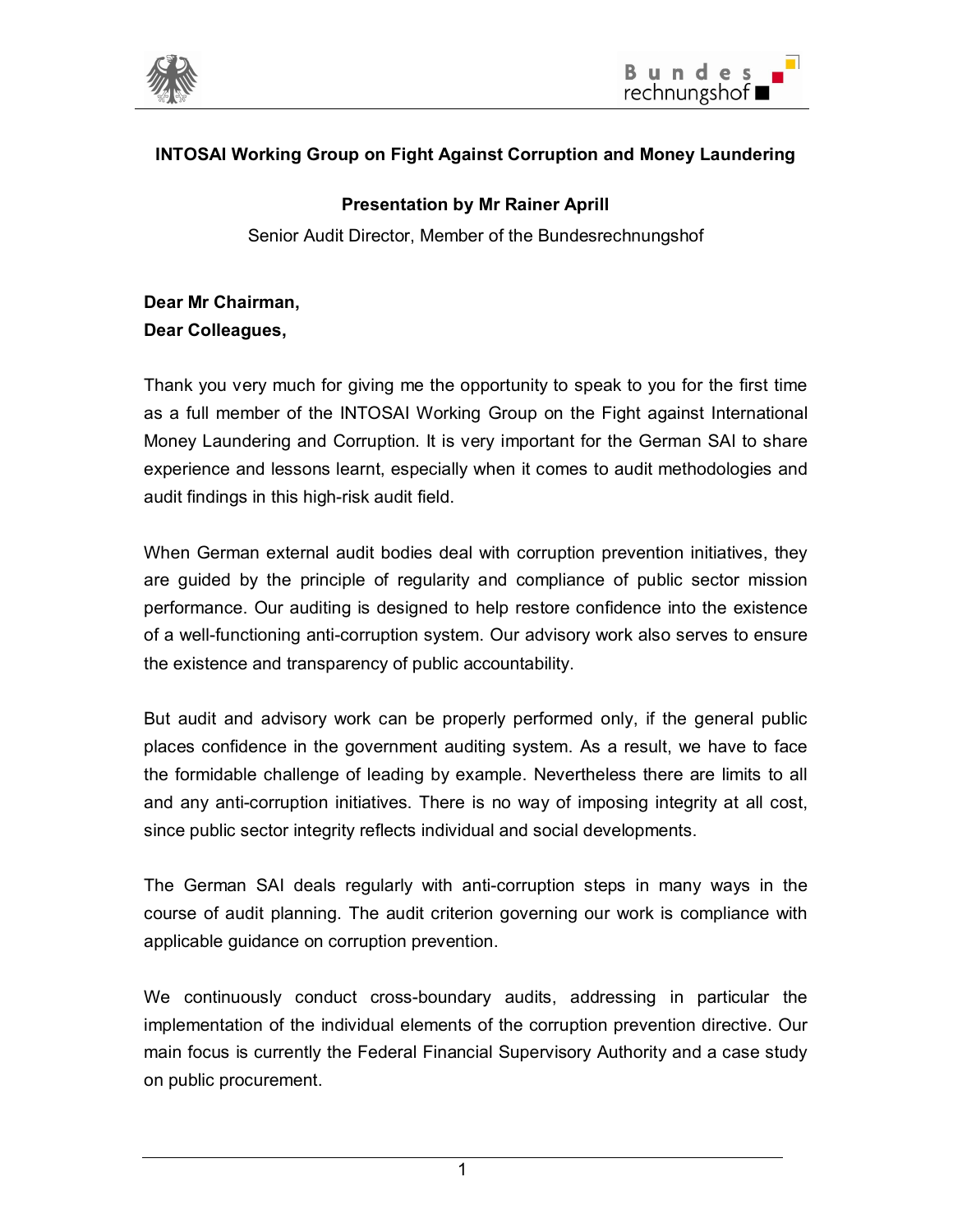**INTOSAI Working Group on Fight Against Corruption and Money Laundering**

**Presentation by Mr Rainer Aprill**

Senior Audit Director, Member of the Bundesrechnungshof

**Dear Mr Chairman,**
**Dear Colleagues,**

Thank you very much for giving me the opportunity to speak to you for the first time as a full member of the INTOSAI Working Group on the Fight against International Money Laundering and Corruption. It is very important for the German SAI to share experience and lessons learnt, especially when it comes to audit methodologies and audit findings in this high-risk audit field.

When German external audit bodies deal with corruption prevention initiatives, they are guided by the principle of regularity and compliance of public sector mission performance. Our auditing is designed to help restore confidence into the existence of a well-functioning anti-corruption system. Our advisory work also serves to ensure the existence and transparency of public accountability.

But audit and advisory work can be properly performed only, if the general public places confidence in the government auditing system. As a result, we have to face the formidable challenge of leading by example. Nevertheless there are limits to all and any anti-corruption initiatives. There is no way of imposing integrity at all cost, since public sector integrity reflects individual and social developments.

The German SAI deals regularly with anti-corruption steps in many ways in the course of audit planning. The audit criterion governing our work is compliance with applicable guidance on corruption prevention.

We continuously conduct cross-boundary audits, addressing in particular the implementation of the individual elements of the corruption prevention directive. Our main focus is currently the Federal Financial Supervisory Authority and a case study on public procurement.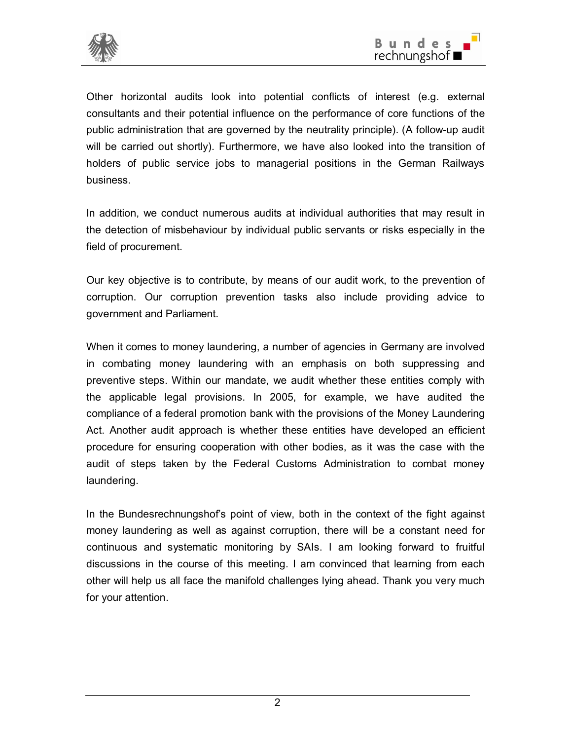Other horizontal audits look into potential conflicts of interest (e.g. external consultants and their potential influence on the performance of core functions of the public administration that are governed by the neutrality principle). (A follow-up audit will be carried out shortly). Furthermore, we have also looked into the transition of holders of public service jobs to managerial positions in the German Railways business.

In addition, we conduct numerous audits at individual authorities that may result in the detection of misbehaviour by individual public servants or risks especially in the field of procurement.

Our key objective is to contribute, by means of our audit work, to the prevention of corruption. Our corruption prevention tasks also include providing advice to government and Parliament.

When it comes to money laundering, a number of agencies in Germany are involved in combating money laundering with an emphasis on both suppressing and preventive steps. Within our mandate, we audit whether these entities comply with the applicable legal provisions. In 2005, for example, we have audited the compliance of a federal promotion bank with the provisions of the Money Laundering Act. Another audit approach is whether these entities have developed an efficient procedure for ensuring cooperation with other bodies, as it was the case with the audit of steps taken by the Federal Customs Administration to combat money laundering.

In the Bundesrechnungshof's point of view, both in the context of the fight against money laundering as well as against corruption, there will be a constant need for continuous and systematic monitoring by SAIs. I am looking forward to fruitful discussions in the course of this meeting. I am convinced that learning from each other will help us all face the manifold challenges lying ahead. Thank you very much for your attention.